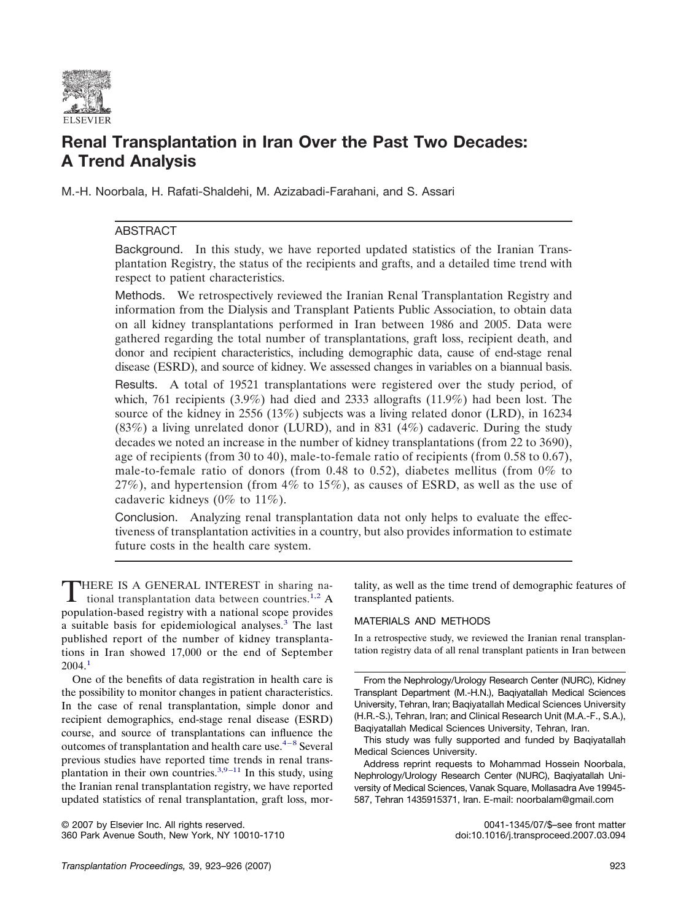# Renal Transplantation in Iran Over the Past Two Decades: A Trend Analysis

M.-H. Noorbala, H. Rafati-Shaldehi, M. Azizabadi-Farahani, and S. Assari

## ABSTRACT

**Background.** In this study, we have reported updated statistics of the Iranian Transplantation Registry, the status of the recipients and grafts, and a detailed time trend with respect to patient characteristics.

**Methods.** We retrospectively reviewed the Iranian Renal Transplantation Registry and information from the Dialysis and Transplant Patients Public Association, to obtain data on all kidney transplantations performed in Iran between 1986 and 2005. Data were gathered regarding the total number of transplantations, graft loss, recipient death, and donor and recipient characteristics, including demographic data, cause of end-stage renal disease (ESRD), and source of kidney. We assessed changes in variables on a biannual basis.

**Results.** A total of 19521 transplantations were registered over the study period, of which, 761 recipients (3.9%) had died and 2333 allografts (11.9%) had been lost. The source of the kidney in 2556 (13%) subjects was a living related donor (LRD), in 16234 (83%) a living unrelated donor (LURD), and in 831 (4%) cadaveric. During the study decades we noted an increase in the number of kidney transplantations (from 22 to 3690), age of recipients (from 30 to 40), male-to-female ratio of recipients (from 0.58 to 0.67), male-to-female ratio of donors (from 0.48 to 0.52), diabetes mellitus (from 0% to 27%), and hypertension (from 4% to 15%), as causes of ESRD, as well as the use of cadaveric kidneys (0% to 11%).

**Conclusion.** Analyzing renal transplantation data not only helps to evaluate the effectiveness of transplantation activities in a country, but also provides information to estimate future costs in the health care system.

THERE IS A GENERAL INTEREST in sharing national transplantation data between countries.[1,2] A population-based registry with a national scope provides a suitable basis for epidemiological analyses.[3] The last published report of the number of kidney transplantations in Iran showed 17,000 or the end of September 2004.[1]

One of the benefits of data registration in health care is the possibility to monitor changes in patient characteristics. In the case of renal transplantation, simple donor and recipient demographics, end-stage renal disease (ESRD) course, and source of transplantations can influence the outcomes of transplantation and health care use.[4–8] Several previous studies have reported time trends in renal transplantation in their own countries.[3,9–11] In this study, using the Iranian renal transplantation registry, we have reported updated statistics of renal transplantation, graft loss, mortality, as well as the time trend of demographic features of transplanted patients.

## MATERIALS AND METHODS

In a retrospective study, we reviewed the Iranian renal transplantation registry data of all renal transplant patients in Iran between

From the Nephrology/Urology Research Center (NURC), Kidney Transplant Department (M.-H.N.), Baqiyatallah Medical Sciences University, Tehran, Iran; Baqiyatallah Medical Sciences University (H.R.-S.), Tehran, Iran; and Clinical Research Unit (M.A.-F., S.A.), Baqiyatallah Medical Sciences University, Tehran, Iran.

This study was fully supported and funded by Baqiyatallah Medical Sciences University.

Address reprint requests to Mohammad Hossein Noorbala, Nephrology/Urology Research Center (NURC), Baqiyatallah University of Medical Sciences, Vanak Square, Mollasadra Ave 19945-587, Tehran 1435915371, Iran. E-mail: noorbalam@gmail.com

© 2007 by Elsevier Inc. All rights reserved.
360 Park Avenue South, New York, NY 10010-1710

0041-1345/07/$–see front matter
doi:10.1016/j.transproceed.2007.03.094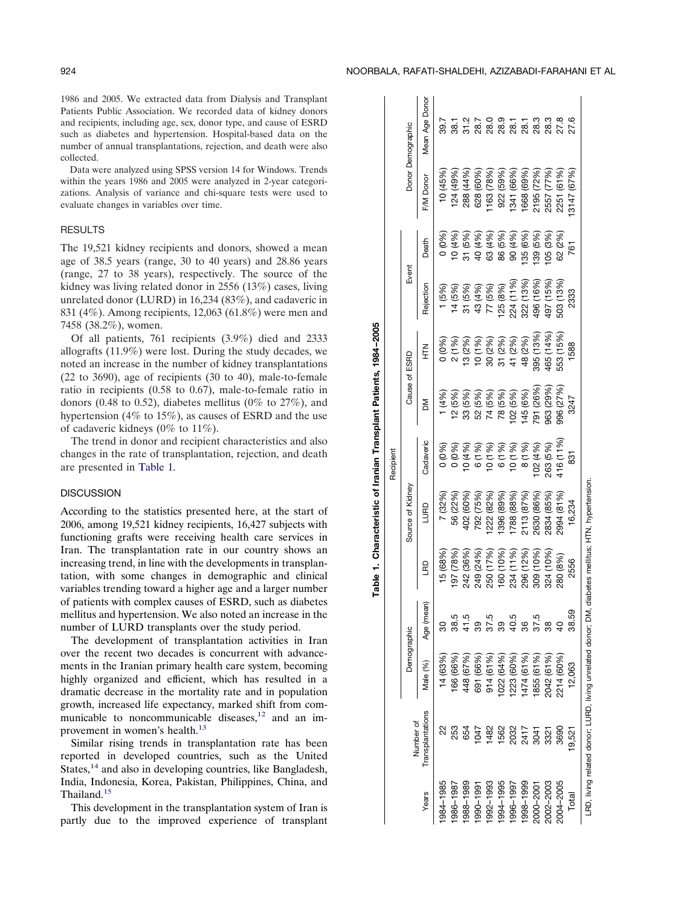1986 and 2005. We extracted data from Dialysis and Transplant Patients Public Association. We recorded data of kidney donors and recipients, including age, sex, donor type, and cause of ESRD such as diabetes and hypertension. Hospital-based data on the number of annual transplantations, rejection, and death were also collected.

Data were analyzed using SPSS version 14 for Windows. Trends within the years 1986 and 2005 were analyzed in 2-year categorizations. Analysis of variance and chi-square tests were used to evaluate changes in variables over time.

## RESULTS

The 19,521 kidney recipients and donors, showed a mean age of 38.5 years (range, 30 to 40 years) and 28.86 years (range, 27 to 38 years), respectively. The source of the kidney was living related donor in 2556 (13%) cases, living unrelated donor (LURD) in 16,234 (83%), and cadaveric in 831 (4%). Among recipients, 12,063 (61.8%) were men and 7458 (38.2%), women.

Of all patients, 761 recipients (3.9%) died and 2333 allografts (11.9%) were lost. During the study decades, we noted an increase in the number of kidney transplantations (22 to 3690), age of recipients (30 to 40), male-to-female ratio in recipients (0.58 to 0.67), male-to-female ratio in donors (0.48 to 0.52), diabetes mellitus (0% to 27%), and hypertension (4% to 15%), as causes of ESRD and the use of cadaveric kidneys (0% to 11%).

The trend in donor and recipient characteristics and also changes in the rate of transplantation, rejection, and death are presented in Table 1.

**Table 1. Characteristic of Iranian Transplant Patients, 1984–2005**

| | | Recipient | | | | | | | | | | Donor Demographic | |
|---|---|---|---|---|---|---|---|---|---|---|---|---|---|
| | | Demographic | | Source of Kidney | | | Cause of ESRD | | Event | | | | |
| Years | Number of Transplantations | Male (%) | Age (mean) | LRD | LURD | Cadaveric | DM | HTN | Rejection | Death | F/M Donor | Mean Age Donor |
| 1984–1985 | 22 | 14 (63%) | 30 | 15 (68%) | 7 (32%) | 0 (0%) | 1 (4%) | 0 (0%) | 1 (5%) | 0 (0%) | 10 (45%) | 39.7 |
| 1986–1987 | 253 | 166 (66%) | 38.5 | 197 (78%) | 56 (22%) | 0 (0%) | 12 (5%) | 2 (1%) | 14 (5%) | 10 (4%) | 124 (49%) | 38.1 |
| 1988–1989 | 654 | 448 (67%) | 41.5 | 242 (36%) | 402 (60%) | 10 (4%) | 33 (5%) | 13 (2%) | 31 (5%) | 31 (5%) | 288 (44%) | 31.2 |
| 1990–1991 | 1047 | 691 (66%) | 39 | 249 (24%) | 792 (75%) | 6 (1%) | 52 (5%) | 10 (1%) | 43 (4%) | 40 (4%) | 628 (60%) | 28.7 |
| 1992–1993 | 1482 | 914 (61%) | 37.5 | 250 (17%) | 1222 (82%) | 10 (1%) | 74 (5%) | 30 (2%) | 77 (5%) | 63 (4%) | 1163 (78%) | 28.0 |
| 1994–1995 | 1562 | 1022 (64%) | 39 | 160 (10%) | 1396 (89%) | 6 (1%) | 78 (5%) | 31 (2%) | 125 (8%) | 86 (5%) | 922 (59%) | 28.9 |
| 1996–1997 | 2032 | 1223 (60%) | 40.5 | 234 (11%) | 1788 (88%) | 10 (1%) | 102 (5%) | 41 (2%) | 224 (11%) | 90 (4%) | 1341 (66%) | 28.1 |
| 1998–1999 | 2417 | 1474 (61%) | 36 | 296 (12%) | 2113 (87%) | 8 (1%) | 145 (6%) | 48 (2%) | 322 (13%) | 135 (6%) | 1668 (69%) | 28.1 |
| 2000–2001 | 3041 | 1855 (61%) | 37.5 | 309 (10%) | 2630 (86%) | 102 (4%) | 791 (26%) | 395 (13%) | 496 (16%) | 139 (5%) | 2195 (72%) | 28.3 |
| 2002–2003 | 3321 | 2042 (61%) | 38 | 324 (10%) | 2834 (85%) | 263 (5%) | 963 (29%) | 465 (14%) | 497 (15%) | 105 (3%) | 2557 (77%) | 28.3 |
| 2004–2005 | 3690 | 2214 (60%) | 40 | 280 (8%) | 2994 (81%) | 416 (11%) | 996 (27%) | 553 (15%) | 503 (13%) | 62 (2%) | 2251 (61%) | 27.8 |
| Total | 19,521 | 12,063 | 38.59 | 2556 | 16,234 | 831 | 3247 | 1588 | 2333 | 761 | 13147 (67%) | 27.6 |

LRD, living related donor; LURD, living unrelated donor; DM, diabetes mellitus; HTN, hypertension.

## DISCUSSION

According to the statistics presented here, at the start of 2006, among 19,521 kidney recipients, 16,427 subjects with functioning grafts were receiving health care services in Iran. The transplantation rate in our country shows an increasing trend, in line with the developments in transplantation, with some changes in demographic and clinical variables trending toward a higher age and a larger number of patients with complex causes of ESRD, such as diabetes mellitus and hypertension. We also noted an increase in the number of LURD transplants over the study period.

The development of transplantation activities in Iran over the recent two decades is concurrent with advancements in the Iranian primary health care system, becoming highly organized and efficient, which has resulted in a dramatic decrease in the mortality rate and in population growth, increased life expectancy, marked shift from communicable to noncommunicable diseases,[12] and an improvement in women's health.[13]

Similar rising trends in transplantation rate has been reported in developed countries, such as the United States,[14] and also in developing countries, like Bangladesh, India, Indonesia, Korea, Pakistan, Philippines, China, and Thailand.[15]

This development in the transplantation system of Iran is partly due to the improved experience of transplant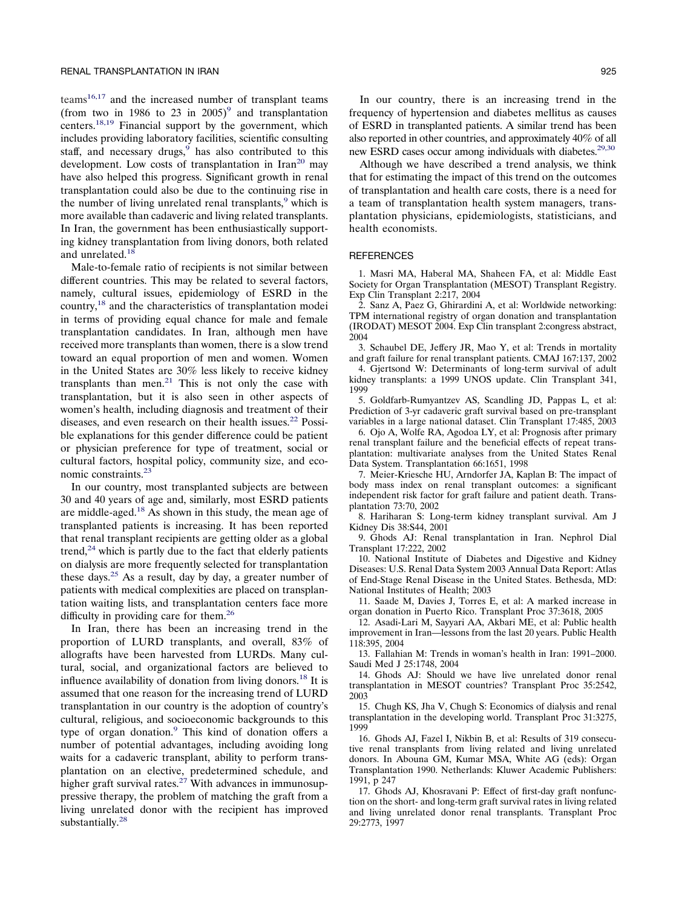teams[16,17] and the increased number of transplant teams (from two in 1986 to 23 in 2005)[9] and transplantation centers.[18,19] Financial support by the government, which includes providing laboratory facilities, scientific consulting staff, and necessary drugs,[9] has also contributed to this development. Low costs of transplantation in Iran[20] may have also helped this progress. Significant growth in renal transplantation could also be due to the continuing rise in the number of living unrelated renal transplants,[9] which is more available than cadaveric and living related transplants. In Iran, the government has been enthusiastically supporting kidney transplantation from living donors, both related and unrelated.[18]

Male-to-female ratio of recipients is not similar between different countries. This may be related to several factors, namely, cultural issues, epidemiology of ESRD in the country,[18] and the characteristics of transplantation modei in terms of providing equal chance for male and female transplantation candidates. In Iran, although men have received more transplants than women, there is a slow trend toward an equal proportion of men and women. Women in the United States are 30% less likely to receive kidney transplants than men.[21] This is not only the case with transplantation, but it is also seen in other aspects of women's health, including diagnosis and treatment of their diseases, and even research on their health issues.[22] Possible explanations for this gender difference could be patient or physician preference for type of treatment, social or cultural factors, hospital policy, community size, and economic constraints.[23]

In our country, most transplanted subjects are between 30 and 40 years of age and, similarly, most ESRD patients are middle-aged.[18] As shown in this study, the mean age of transplanted patients is increasing. It has been reported that renal transplant recipients are getting older as a global trend,[24] which is partly due to the fact that elderly patients on dialysis are more frequently selected for transplantation these days.[25] As a result, day by day, a greater number of patients with medical complexities are placed on transplantation waiting lists, and transplantation centers face more difficulty in providing care for them.[26]

In Iran, there has been an increasing trend in the proportion of LURD transplants, and overall, 83% of allografts have been harvested from LURDs. Many cultural, social, and organizational factors are believed to influence availability of donation from living donors.[18] It is assumed that one reason for the increasing trend of LURD transplantation in our country is the adoption of country's cultural, religious, and socioeconomic backgrounds to this type of organ donation.[9] This kind of donation offers a number of potential advantages, including avoiding long waits for a cadaveric transplant, ability to perform transplantation on an elective, predetermined schedule, and higher graft survival rates.[27] With advances in immunosuppressive therapy, the problem of matching the graft from a living unrelated donor with the recipient has improved substantially.[28]

In our country, there is an increasing trend in the frequency of hypertension and diabetes mellitus as causes of ESRD in transplanted patients. A similar trend has been also reported in other countries, and approximately 40% of all new ESRD cases occur among individuals with diabetes.[29,30]

Although we have described a trend analysis, we think that for estimating the impact of this trend on the outcomes of transplantation and health care costs, there is a need for a team of transplantation health system managers, transplantation physicians, epidemiologists, statisticians, and health economists.

## REFERENCES

1. Masri MA, Haberal MA, Shaheen FA, et al: Middle East Society for Organ Transplantation (MESOT) Transplant Registry. Exp Clin Transplant 2:217, 2004

2. Sanz A, Paez G, Ghirardini A, et al: Worldwide networking: TPM international registry of organ donation and transplantation (IRODAT) MESOT 2004. Exp Clin transplant 2:congress abstract, 2004

3. Schaubel DE, Jeffery JR, Mao Y, et al: Trends in mortality and graft failure for renal transplant patients. CMAJ 167:137, 2002

4. Gjertsond W: Determinants of long-term survival of adult kidney transplants: a 1999 UNOS update. Clin Transplant 341, 1999

5. Goldfarb-Rumyantzev AS, Scandling JD, Pappas L, et al: Prediction of 3-yr cadaveric graft survival based on pre-transplant variables in a large national dataset. Clin Transplant 17:485, 2003

6. Ojo A, Wolfe RA, Agodoa LY, et al: Prognosis after primary renal transplant failure and the beneficial effects of repeat transplantation: multivariate analyses from the United States Renal Data System. Transplantation 66:1651, 1998

7. Meier-Kriesche HU, Arndorfer JA, Kaplan B: The impact of body mass index on renal transplant outcomes: a significant independent risk factor for graft failure and patient death. Transplantation 73:70, 2002

8. Hariharan S: Long-term kidney transplant survival. Am J Kidney Dis 38:S44, 2001

9. Ghods AJ: Renal transplantation in Iran. Nephrol Dial Transplant 17:222, 2002

10. National Institute of Diabetes and Digestive and Kidney Diseases: U.S. Renal Data System 2003 Annual Data Report: Atlas of End-Stage Renal Disease in the United States. Bethesda, MD: National Institutes of Health; 2003

11. Saade M, Davies J, Torres E, et al: A marked increase in organ donation in Puerto Rico. Transplant Proc 37:3618, 2005

12. Asadi-Lari M, Sayyari AA, Akbari ME, et al: Public health improvement in Iran—lessons from the last 20 years. Public Health 118:395, 2004

13. Fallahian M: Trends in woman's health in Iran: 1991–2000. Saudi Med J 25:1748, 2004

14. Ghods AJ: Should we have live unrelated donor renal transplantation in MESOT countries? Transplant Proc 35:2542, 2003

15. Chugh KS, Jha V, Chugh S: Economics of dialysis and renal transplantation in the developing world. Transplant Proc 31:3275, 1999

16. Ghods AJ, Fazel I, Nikbin B, et al: Results of 319 consecutive renal transplants from living related and living unrelated donors. In Abouna GM, Kumar MSA, White AG (eds): Organ Transplantation 1990. Netherlands: Kluwer Academic Publishers: 1991, p 247

17. Ghods AJ, Khosravani P: Effect of first-day graft nonfunction on the short- and long-term graft survival rates in living related and living unrelated donor renal transplants. Transplant Proc 29:2773, 1997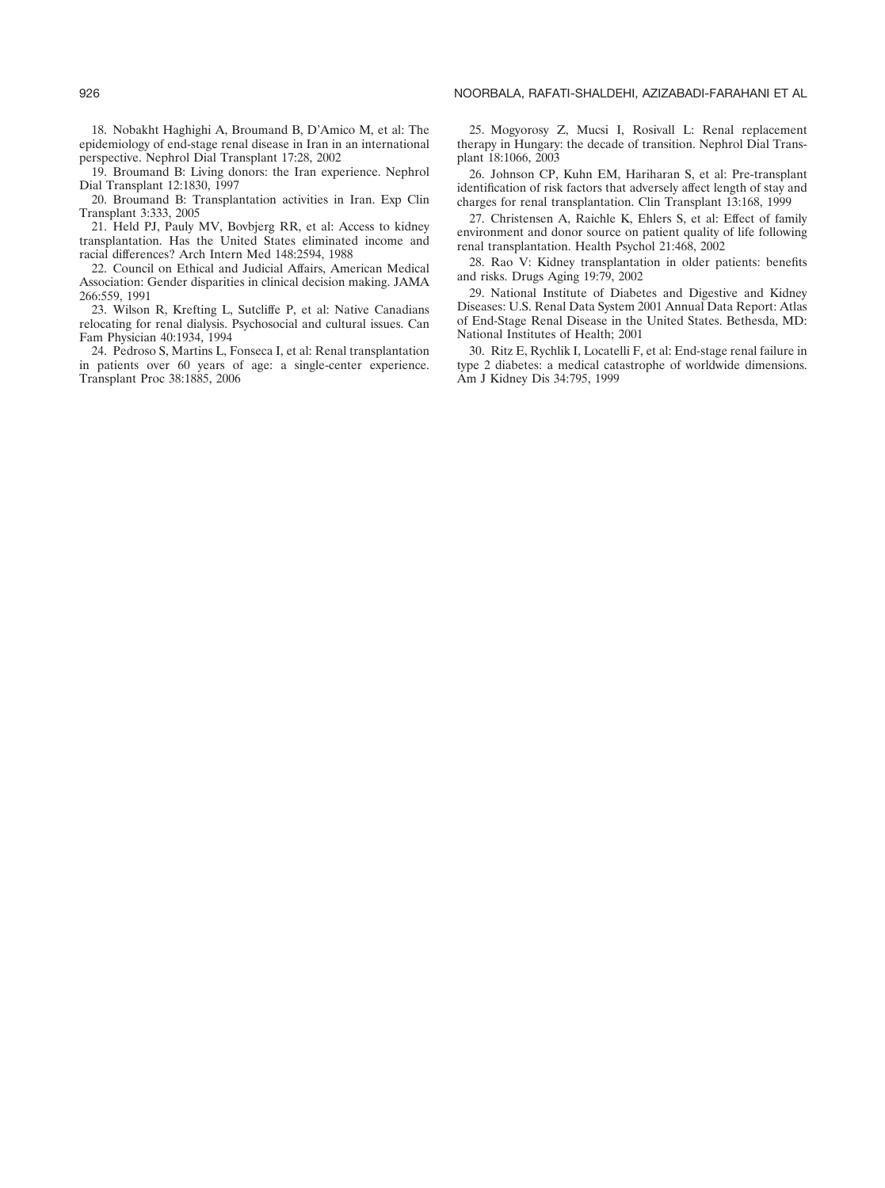18. Nobakht Haghighi A, Broumand B, D'Amico M, et al: The epidemiology of end-stage renal disease in Iran in an international perspective. Nephrol Dial Transplant 17:28, 2002

19. Broumand B: Living donors: the Iran experience. Nephrol Dial Transplant 12:1830, 1997

20. Broumand B: Transplantation activities in Iran. Exp Clin Transplant 3:333, 2005

21. Held PJ, Pauly MV, Bovbjerg RR, et al: Access to kidney transplantation. Has the United States eliminated income and racial differences? Arch Intern Med 148:2594, 1988

22. Council on Ethical and Judicial Affairs, American Medical Association: Gender disparities in clinical decision making. JAMA 266:559, 1991

23. Wilson R, Krefting L, Sutcliffe P, et al: Native Canadians relocating for renal dialysis. Psychosocial and cultural issues. Can Fam Physician 40:1934, 1994

24. Pedroso S, Martins L, Fonseca I, et al: Renal transplantation in patients over 60 years of age: a single-center experience. Transplant Proc 38:1885, 2006

25. Mogyorosy Z, Mucsi I, Rosivall L: Renal replacement therapy in Hungary: the decade of transition. Nephrol Dial Transplant 18:1066, 2003

26. Johnson CP, Kuhn EM, Hariharan S, et al: Pre-transplant identification of risk factors that adversely affect length of stay and charges for renal transplantation. Clin Transplant 13:168, 1999

27. Christensen A, Raichle K, Ehlers S, et al: Effect of family environment and donor source on patient quality of life following renal transplantation. Health Psychol 21:468, 2002

28. Rao V: Kidney transplantation in older patients: benefits and risks. Drugs Aging 19:79, 2002

29. National Institute of Diabetes and Digestive and Kidney Diseases: U.S. Renal Data System 2001 Annual Data Report: Atlas of End-Stage Renal Disease in the United States. Bethesda, MD: National Institutes of Health; 2001

30. Ritz E, Rychlik I, Locatelli F, et al: End-stage renal failure in type 2 diabetes: a medical catastrophe of worldwide dimensions. Am J Kidney Dis 34:795, 1999